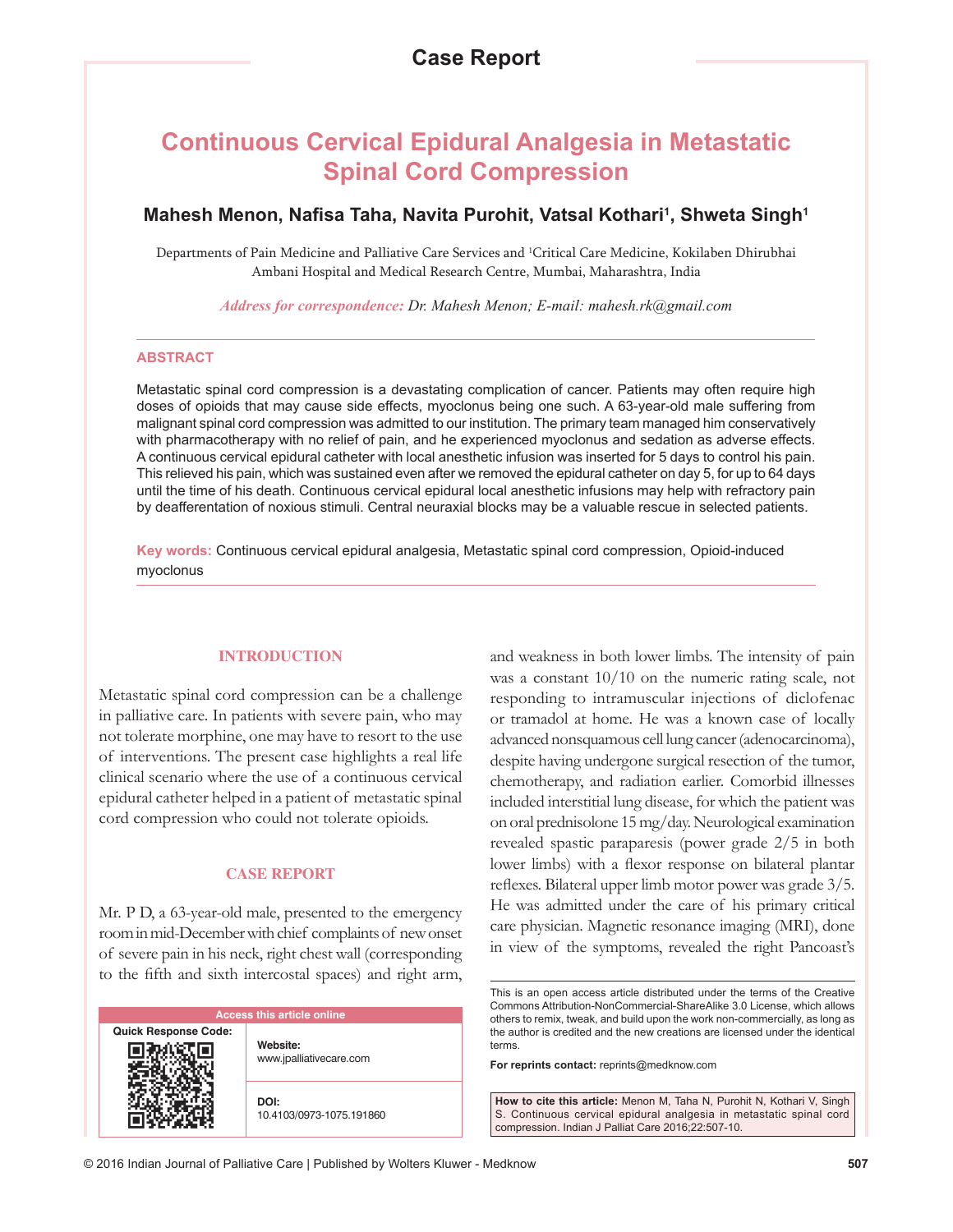Case Report

# Continuous Cervical Epidural Analgesia in Metastatic Spinal Cord Compression

**Mahesh Menon, Nafisa Taha, Navita Purohit, Vatsal Kothari[1], Shweta Singh[1]**

Departments of Pain Medicine and Palliative Care Services and [1]Critical Care Medicine, Kokilaben Dhirubhai Ambani Hospital and Medical Research Centre, Mumbai, Maharashtra, India

*Address for correspondence: Dr. Mahesh Menon; E-mail: mahesh.rk@gmail.com*

## ABSTRACT

Metastatic spinal cord compression is a devastating complication of cancer. Patients may often require high doses of opioids that may cause side effects, myoclonus being one such. A 63-year-old male suffering from malignant spinal cord compression was admitted to our institution. The primary team managed him conservatively with pharmacotherapy with no relief of pain, and he experienced myoclonus and sedation as adverse effects. A continuous cervical epidural catheter with local anesthetic infusion was inserted for 5 days to control his pain. This relieved his pain, which was sustained even after we removed the epidural catheter on day 5, for up to 64 days until the time of his death. Continuous cervical epidural local anesthetic infusions may help with refractory pain by deafferentation of noxious stimuli. Central neuraxial blocks may be a valuable rescue in selected patients.

**Key words:** Continuous cervical epidural analgesia, Metastatic spinal cord compression, Opioid-induced myoclonus

## INTRODUCTION

Metastatic spinal cord compression can be a challenge in palliative care. In patients with severe pain, who may not tolerate morphine, one may have to resort to the use of interventions. The present case highlights a real life clinical scenario where the use of a continuous cervical epidural catheter helped in a patient of metastatic spinal cord compression who could not tolerate opioids.

## CASE REPORT

Mr. P D, a 63-year-old male, presented to the emergency room in mid-December with chief complaints of new onset of severe pain in his neck, right chest wall (corresponding to the fifth and sixth intercostal spaces) and right arm, and weakness in both lower limbs. The intensity of pain was a constant 10/10 on the numeric rating scale, not responding to intramuscular injections of diclofenac or tramadol at home. He was a known case of locally advanced nonsquamous cell lung cancer (adenocarcinoma), despite having undergone surgical resection of the tumor, chemotherapy, and radiation earlier. Comorbid illnesses included interstitial lung disease, for which the patient was on oral prednisolone 15 mg/day. Neurological examination revealed spastic paraparesis (power grade 2/5 in both lower limbs) with a flexor response on bilateral plantar reflexes. Bilateral upper limb motor power was grade 3/5. He was admitted under the care of his primary critical care physician. Magnetic resonance imaging (MRI), done in view of the symptoms, revealed the right Pancoast's

| Access this article online | |
|---|---|
| Quick Response Code: | **Website:** www.jpalliativecare.com |
| | **DOI:** 10.4103/0973-1075.191860 |

This is an open access article distributed under the terms of the Creative Commons Attribution-NonCommercial-ShareAlike 3.0 License, which allows others to remix, tweak, and build upon the work non-commercially, as long as the author is credited and the new creations are licensed under the identical terms.

**For reprints contact:** reprints@medknow.com

**How to cite this article:** Menon M, Taha N, Purohit N, Kothari V, Singh S. Continuous cervical epidural analgesia in metastatic spinal cord compression. Indian J Palliat Care 2016;22:507-10.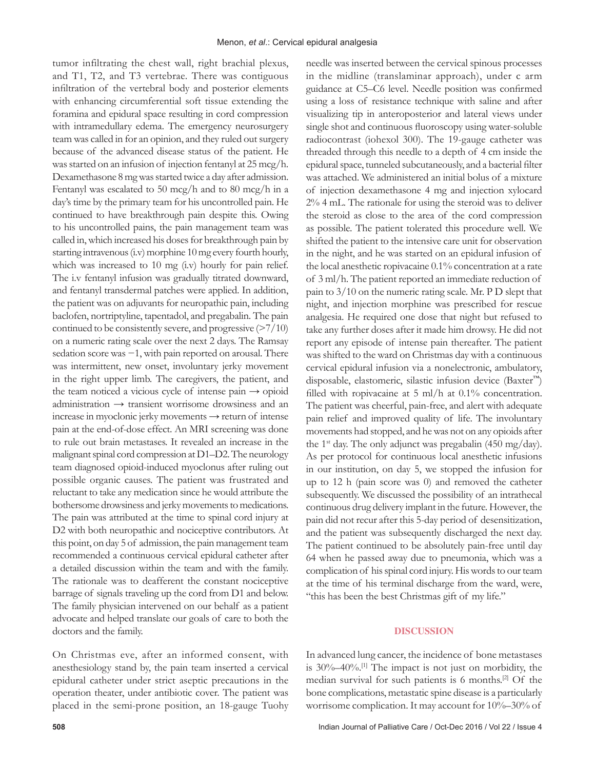tumor infiltrating the chest wall, right brachial plexus, and T1, T2, and T3 vertebrae. There was contiguous infiltration of the vertebral body and posterior elements with enhancing circumferential soft tissue extending the foramina and epidural space resulting in cord compression with intramedullary edema. The emergency neurosurgery team was called in for an opinion, and they ruled out surgery because of the advanced disease status of the patient. He was started on an infusion of injection fentanyl at 25 mcg/h. Dexamethasone 8 mg was started twice a day after admission. Fentanyl was escalated to 50 mcg/h and to 80 mcg/h in a day's time by the primary team for his uncontrolled pain. He continued to have breakthrough pain despite this. Owing to his uncontrolled pains, the pain management team was called in, which increased his doses for breakthrough pain by starting intravenous (i.v) morphine 10 mg every fourth hourly, which was increased to 10 mg (i.v) hourly for pain relief. The i.v fentanyl infusion was gradually titrated downward, and fentanyl transdermal patches were applied. In addition, the patient was on adjuvants for neuropathic pain, including baclofen, nortriptyline, tapentadol, and pregabalin. The pain continued to be consistently severe, and progressive (>7/10) on a numeric rating scale over the next 2 days. The Ramsay sedation score was −1, with pain reported on arousal. There was intermittent, new onset, involuntary jerky movement in the right upper limb. The caregivers, the patient, and the team noticed a vicious cycle of intense pain → opioid administration → transient worrisome drowsiness and an increase in myoclonic jerky movements → return of intense pain at the end-of-dose effect. An MRI screening was done to rule out brain metastases. It revealed an increase in the malignant spinal cord compression at D1–D2. The neurology team diagnosed opioid-induced myoclonus after ruling out possible organic causes. The patient was frustrated and reluctant to take any medication since he would attribute the bothersome drowsiness and jerky movements to medications. The pain was attributed at the time to spinal cord injury at D2 with both neuropathic and nociceptive contributors. At this point, on day 5 of admission, the pain management team recommended a continuous cervical epidural catheter after a detailed discussion within the team and with the family. The rationale was to deafferent the constant nociceptive barrage of signals traveling up the cord from D1 and below. The family physician intervened on our behalf as a patient advocate and helped translate our goals of care to both the doctors and the family.

On Christmas eve, after an informed consent, with anesthesiology stand by, the pain team inserted a cervical epidural catheter under strict aseptic precautions in the operation theater, under antibiotic cover. The patient was placed in the semi-prone position, an 18-gauge Tuohy needle was inserted between the cervical spinous processes in the midline (translaminar approach), under c arm guidance at C5–C6 level. Needle position was confirmed using a loss of resistance technique with saline and after visualizing tip in anteroposterior and lateral views under single shot and continuous fluoroscopy using water-soluble radiocontrast (iohexol 300). The 19-gauge catheter was threaded through this needle to a depth of 4 cm inside the epidural space, tunneled subcutaneously, and a bacterial filter was attached. We administered an initial bolus of a mixture of injection dexamethasone 4 mg and injection xylocard 2% 4 mL. The rationale for using the steroid was to deliver the steroid as close to the area of the cord compression as possible. The patient tolerated this procedure well. We shifted the patient to the intensive care unit for observation in the night, and he was started on an epidural infusion of the local anesthetic ropivacaine 0.1% concentration at a rate of 3 ml/h. The patient reported an immediate reduction of pain to 3/10 on the numeric rating scale. Mr. P D slept that night, and injection morphine was prescribed for rescue analgesia. He required one dose that night but refused to take any further doses after it made him drowsy. He did not report any episode of intense pain thereafter. The patient was shifted to the ward on Christmas day with a continuous cervical epidural infusion via a nonelectronic, ambulatory, disposable, elastomeric, silastic infusion device (Baxter™) filled with ropivacaine at 5 ml/h at 0.1% concentration. The patient was cheerful, pain-free, and alert with adequate pain relief and improved quality of life. The involuntary movements had stopped, and he was not on any opioids after the 1st day. The only adjunct was pregabalin (450 mg/day). As per protocol for continuous local anesthetic infusions in our institution, on day 5, we stopped the infusion for up to 12 h (pain score was 0) and removed the catheter subsequently. We discussed the possibility of an intrathecal continuous drug delivery implant in the future. However, the pain did not recur after this 5-day period of desensitization, and the patient was subsequently discharged the next day. The patient continued to be absolutely pain-free until day 64 when he passed away due to pneumonia, which was a complication of his spinal cord injury. His words to our team at the time of his terminal discharge from the ward, were, "this has been the best Christmas gift of my life."

## DISCUSSION

In advanced lung cancer, the incidence of bone metastases is 30%–40%.[1] The impact is not just on morbidity, the median survival for such patients is 6 months.[2] Of the bone complications, metastatic spine disease is a particularly worrisome complication. It may account for 10%–30% of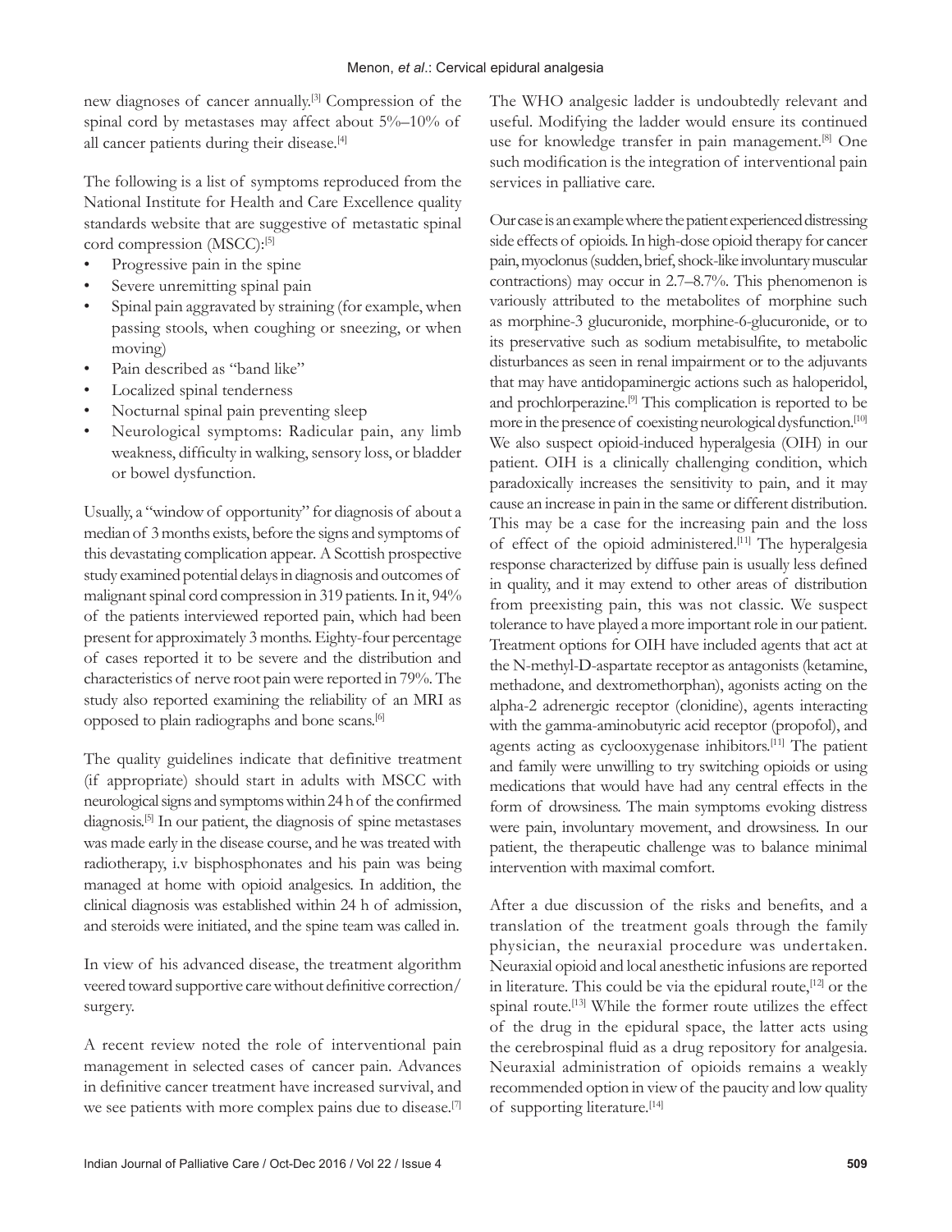new diagnoses of cancer annually.[3] Compression of the spinal cord by metastases may affect about 5%–10% of all cancer patients during their disease.[4]

The following is a list of symptoms reproduced from the National Institute for Health and Care Excellence quality standards website that are suggestive of metastatic spinal cord compression (MSCC):[5]

- Progressive pain in the spine
- Severe unremitting spinal pain
- Spinal pain aggravated by straining (for example, when passing stools, when coughing or sneezing, or when moving)
- Pain described as "band like"
- Localized spinal tenderness
- Nocturnal spinal pain preventing sleep
- Neurological symptoms: Radicular pain, any limb weakness, difficulty in walking, sensory loss, or bladder or bowel dysfunction.

Usually, a "window of opportunity" for diagnosis of about a median of 3 months exists, before the signs and symptoms of this devastating complication appear. A Scottish prospective study examined potential delays in diagnosis and outcomes of malignant spinal cord compression in 319 patients. In it, 94% of the patients interviewed reported pain, which had been present for approximately 3 months. Eighty-four percentage of cases reported it to be severe and the distribution and characteristics of nerve root pain were reported in 79%. The study also reported examining the reliability of an MRI as opposed to plain radiographs and bone scans.[6]

The quality guidelines indicate that definitive treatment (if appropriate) should start in adults with MSCC with neurological signs and symptoms within 24 h of the confirmed diagnosis.[5] In our patient, the diagnosis of spine metastases was made early in the disease course, and he was treated with radiotherapy, i.v bisphosphonates and his pain was being managed at home with opioid analgesics. In addition, the clinical diagnosis was established within 24 h of admission, and steroids were initiated, and the spine team was called in.

In view of his advanced disease, the treatment algorithm veered toward supportive care without definitive correction/surgery.

A recent review noted the role of interventional pain management in selected cases of cancer pain. Advances in definitive cancer treatment have increased survival, and we see patients with more complex pains due to disease.[7] The WHO analgesic ladder is undoubtedly relevant and useful. Modifying the ladder would ensure its continued use for knowledge transfer in pain management.[8] One such modification is the integration of interventional pain services in palliative care.

Our case is an example where the patient experienced distressing side effects of opioids. In high-dose opioid therapy for cancer pain, myoclonus (sudden, brief, shock-like involuntary muscular contractions) may occur in 2.7–8.7%. This phenomenon is variously attributed to the metabolites of morphine such as morphine-3 glucuronide, morphine-6-glucuronide, or to its preservative such as sodium metabisulfite, to metabolic disturbances as seen in renal impairment or to the adjuvants that may have antidopaminergic actions such as haloperidol, and prochlorperazine.[9] This complication is reported to be more in the presence of coexisting neurological dysfunction.[10] We also suspect opioid-induced hyperalgesia (OIH) in our patient. OIH is a clinically challenging condition, which paradoxically increases the sensitivity to pain, and it may cause an increase in pain in the same or different distribution. This may be a case for the increasing pain and the loss of effect of the opioid administered.[11] The hyperalgesia response characterized by diffuse pain is usually less defined in quality, and it may extend to other areas of distribution from preexisting pain, this was not classic. We suspect tolerance to have played a more important role in our patient. Treatment options for OIH have included agents that act at the N-methyl-D-aspartate receptor as antagonists (ketamine, methadone, and dextromethorphan), agonists acting on the alpha-2 adrenergic receptor (clonidine), agents interacting with the gamma-aminobutyric acid receptor (propofol), and agents acting as cyclooxygenase inhibitors.[11] The patient and family were unwilling to try switching opioids or using medications that would have had any central effects in the form of drowsiness. The main symptoms evoking distress were pain, involuntary movement, and drowsiness. In our patient, the therapeutic challenge was to balance minimal intervention with maximal comfort.

After a due discussion of the risks and benefits, and a translation of the treatment goals through the family physician, the neuraxial procedure was undertaken. Neuraxial opioid and local anesthetic infusions are reported in literature. This could be via the epidural route,[12] or the spinal route.[13] While the former route utilizes the effect of the drug in the epidural space, the latter acts using the cerebrospinal fluid as a drug repository for analgesia. Neuraxial administration of opioids remains a weakly recommended option in view of the paucity and low quality of supporting literature.[14]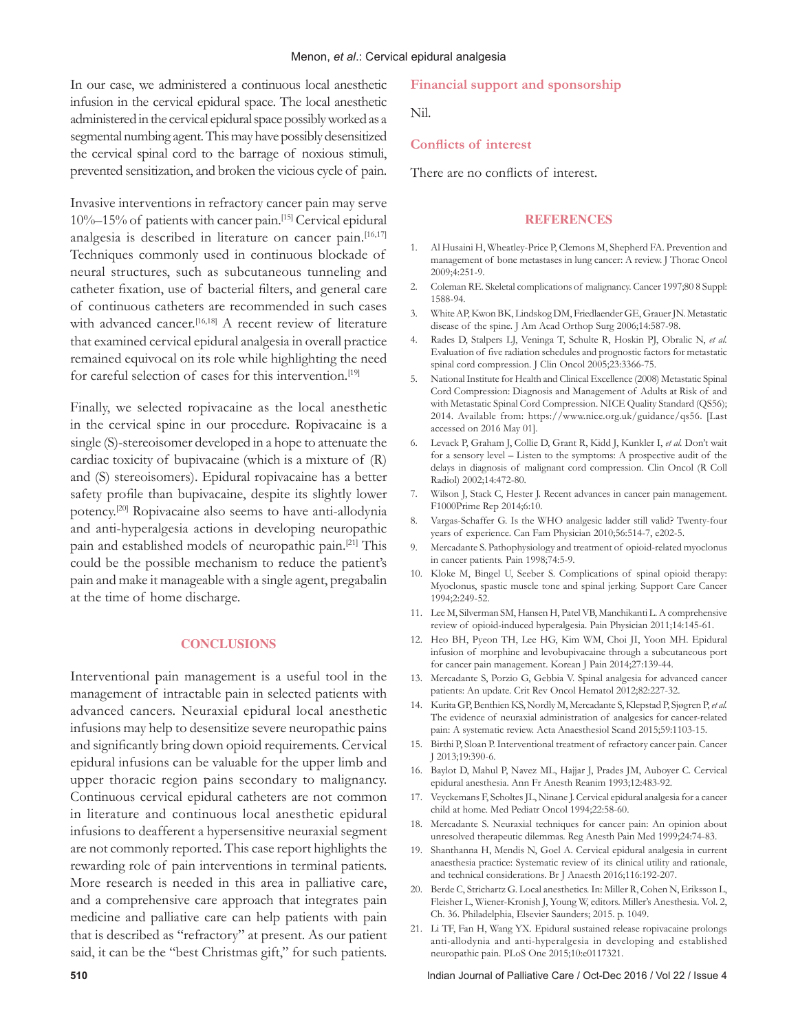In our case, we administered a continuous local anesthetic infusion in the cervical epidural space. The local anesthetic administered in the cervical epidural space possibly worked as a segmental numbing agent. This may have possibly desensitized the cervical spinal cord to the barrage of noxious stimuli, prevented sensitization, and broken the vicious cycle of pain.

Invasive interventions in refractory cancer pain may serve 10%–15% of patients with cancer pain.[15] Cervical epidural analgesia is described in literature on cancer pain.[16,17] Techniques commonly used in continuous blockade of neural structures, such as subcutaneous tunneling and catheter fixation, use of bacterial filters, and general care of continuous catheters are recommended in such cases with advanced cancer.[16,18] A recent review of literature that examined cervical epidural analgesia in overall practice remained equivocal on its role while highlighting the need for careful selection of cases for this intervention.[19]

Finally, we selected ropivacaine as the local anesthetic in the cervical spine in our procedure. Ropivacaine is a single (S)-stereoisomer developed in a hope to attenuate the cardiac toxicity of bupivacaine (which is a mixture of (R) and (S) stereoisomers). Epidural ropivacaine has a better safety profile than bupivacaine, despite its slightly lower potency.[20] Ropivacaine also seems to have anti-allodynia and anti-hyperalgesia actions in developing neuropathic pain and established models of neuropathic pain.[21] This could be the possible mechanism to reduce the patient's pain and make it manageable with a single agent, pregabalin at the time of home discharge.

## CONCLUSIONS

Interventional pain management is a useful tool in the management of intractable pain in selected patients with advanced cancers. Neuraxial epidural local anesthetic infusions may help to desensitize severe neuropathic pains and significantly bring down opioid requirements. Cervical epidural infusions can be valuable for the upper limb and upper thoracic region pains secondary to malignancy. Continuous cervical epidural catheters are not common in literature and continuous local anesthetic epidural infusions to deafferent a hypersensitive neuraxial segment are not commonly reported. This case report highlights the rewarding role of pain interventions in terminal patients. More research is needed in this area in palliative care, and a comprehensive care approach that integrates pain medicine and palliative care can help patients with pain that is described as "refractory" at present. As our patient said, it can be the "best Christmas gift," for such patients.

### Financial support and sponsorship

Nil.

### Conflicts of interest

There are no conflicts of interest.

## REFERENCES

1. Al Husaini H, Wheatley-Price P, Clemons M, Shepherd FA. Prevention and management of bone metastases in lung cancer: A review. J Thorac Oncol 2009;4:251-9.
2. Coleman RE. Skeletal complications of malignancy. Cancer 1997;80 8 Suppl: 1588-94.
3. White AP, Kwon BK, Lindskog DM, Friedlaender GE, Grauer JN. Metastatic disease of the spine. J Am Acad Orthop Surg 2006;14:587-98.
4. Rades D, Stalpers LJ, Veninga T, Schulte R, Hoskin PJ, Obralic N, *et al.* Evaluation of five radiation schedules and prognostic factors for metastatic spinal cord compression. J Clin Oncol 2005;23:3366-75.
5. National Institute for Health and Clinical Excellence (2008) Metastatic Spinal Cord Compression: Diagnosis and Management of Adults at Risk of and with Metastatic Spinal Cord Compression. NICE Quality Standard (QS56); 2014. Available from: https://www.nice.org.uk/guidance/qs56. [Last accessed on 2016 May 01].
6. Levack P, Graham J, Collie D, Grant R, Kidd J, Kunkler I, *et al.* Don't wait for a sensory level – Listen to the symptoms: A prospective audit of the delays in diagnosis of malignant cord compression. Clin Oncol (R Coll Radiol) 2002;14:472-80.
7. Wilson J, Stack C, Hester J. Recent advances in cancer pain management. F1000Prime Rep 2014;6:10.
8. Vargas-Schaffer G. Is the WHO analgesic ladder still valid? Twenty-four years of experience. Can Fam Physician 2010;56:514-7, e202-5.
9. Mercadante S. Pathophysiology and treatment of opioid-related myoclonus in cancer patients. Pain 1998;74:5-9.
10. Kloke M, Bingel U, Seeber S. Complications of spinal opioid therapy: Myoclonus, spastic muscle tone and spinal jerking. Support Care Cancer 1994;2:249-52.
11. Lee M, Silverman SM, Hansen H, Patel VB, Manchikanti L. A comprehensive review of opioid-induced hyperalgesia. Pain Physician 2011;14:145-61.
12. Heo BH, Pyeon TH, Lee HG, Kim WM, Choi JI, Yoon MH. Epidural infusion of morphine and levobupivacaine through a subcutaneous port for cancer pain management. Korean J Pain 2014;27:139-44.
13. Mercadante S, Porzio G, Gebbia V. Spinal analgesia for advanced cancer patients: An update. Crit Rev Oncol Hematol 2012;82:227-32.
14. Kurita GP, Benthien KS, Nordly M, Mercadante S, Klepstad P, Sjøgren P, *et al.* The evidence of neuraxial administration of analgesics for cancer-related pain: A systematic review. Acta Anaesthesiol Scand 2015;59:1103-15.
15. Birthi P, Sloan P. Interventional treatment of refractory cancer pain. Cancer J 2013;19:390-6.
16. Baylot D, Mahul P, Navez ML, Hajjar J, Prades JM, Auboyer C. Cervical epidural anesthesia. Ann Fr Anesth Reanim 1993;12:483-92.
17. Veyckemans F, Scholtes JL, Ninane J. Cervical epidural analgesia for a cancer child at home. Med Pediatr Oncol 1994;22:58-60.
18. Mercadante S. Neuraxial techniques for cancer pain: An opinion about unresolved therapeutic dilemmas. Reg Anesth Pain Med 1999;24:74-83.
19. Shanthanna H, Mendis N, Goel A. Cervical epidural analgesia in current anaesthesia practice: Systematic review of its clinical utility and rationale, and technical considerations. Br J Anaesth 2016;116:192-207.
20. Berde C, Strichartz G. Local anesthetics. In: Miller R, Cohen N, Eriksson L, Fleisher L, Wiener-Kronish J, Young W, editors. Miller's Anesthesia. Vol. 2, Ch. 36. Philadelphia, Elsevier Saunders; 2015. p. 1049.
21. Li TF, Fan H, Wang YX. Epidural sustained release ropivacaine prolongs anti-allodynia and anti-hyperalgesia in developing and established neuropathic pain. PLoS One 2015;10:e0117321.